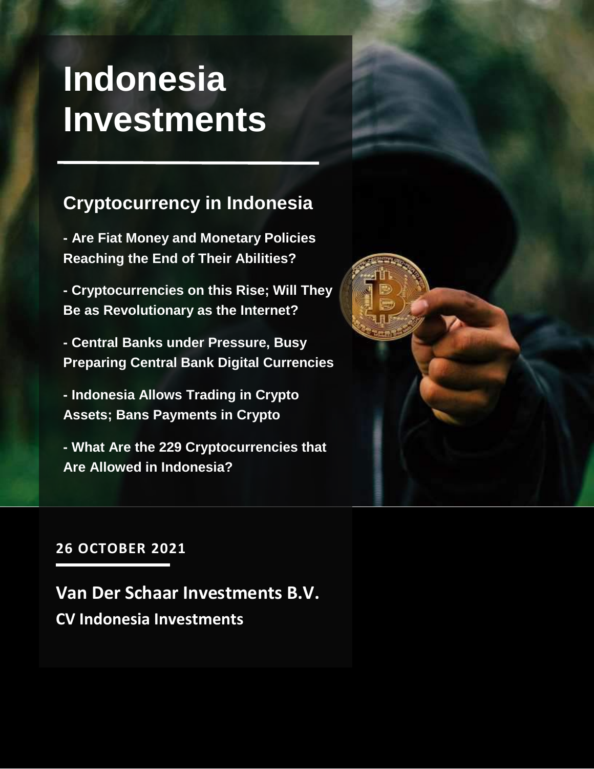# Indonesia Investments

## Cryptocurrency in Indonesia

**- Are Fiat Money and Monetary Policies Reaching the End of Their Abilities?**

**- Cryptocurrencies on this Rise; Will They Be as Revolutionary as the Internet?**

**- Central Banks under Pressure, Busy Preparing Central Bank Digital Currencies**

**- Indonesia Allows Trading in Crypto Assets; Bans Payments in Crypto**

**- What Are the 229 Cryptocurrencies that Are Allowed in Indonesia?**

**26 OCTOBER 2021**

**Van Der Schaar Investments B.V.**

**CV Indonesia Investments**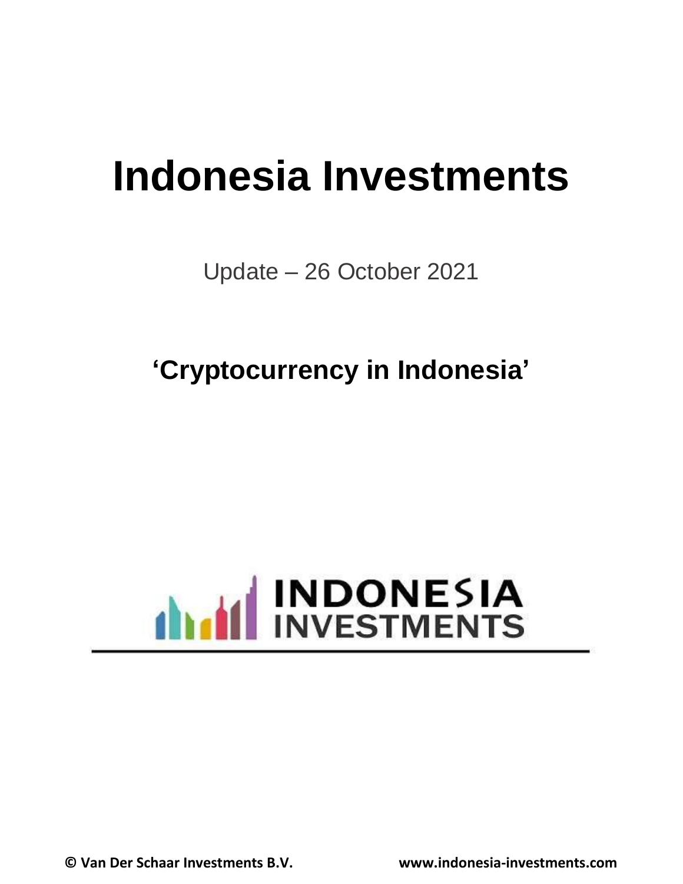# Indonesia Investments

Update – 26 October 2021

## 'Cryptocurrency in Indonesia'

INDONESIA INVESTMENTS

© Van Der Schaar Investments B.V. www.indonesia-investments.com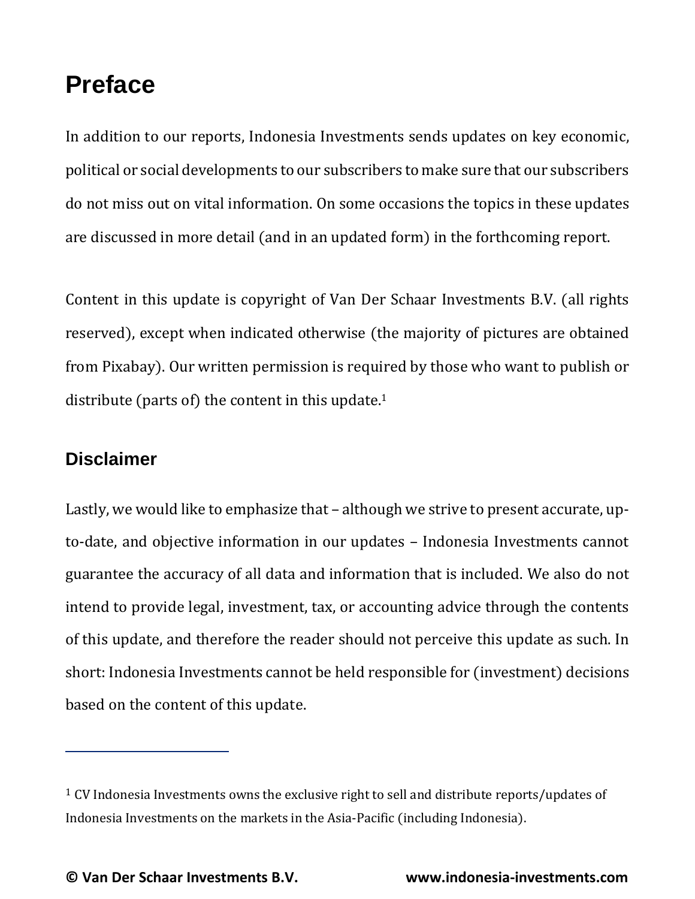# Preface

In addition to our reports, Indonesia Investments sends updates on key economic, political or social developments to our subscribers to make sure that our subscribers do not miss out on vital information. On some occasions the topics in these updates are discussed in more detail (and in an updated form) in the forthcoming report.

Content in this update is copyright of Van Der Schaar Investments B.V. (all rights reserved), except when indicated otherwise (the majority of pictures are obtained from Pixabay). Our written permission is required by those who want to publish or distribute (parts of) the content in this update.[1]

## Disclaimer

Lastly, we would like to emphasize that – although we strive to present accurate, up-to-date, and objective information in our updates – Indonesia Investments cannot guarantee the accuracy of all data and information that is included. We also do not intend to provide legal, investment, tax, or accounting advice through the contents of this update, and therefore the reader should not perceive this update as such. In short: Indonesia Investments cannot be held responsible for (investment) decisions based on the content of this update.

---

[1] CV Indonesia Investments owns the exclusive right to sell and distribute reports/updates of Indonesia Investments on the markets in the Asia-Pacific (including Indonesia).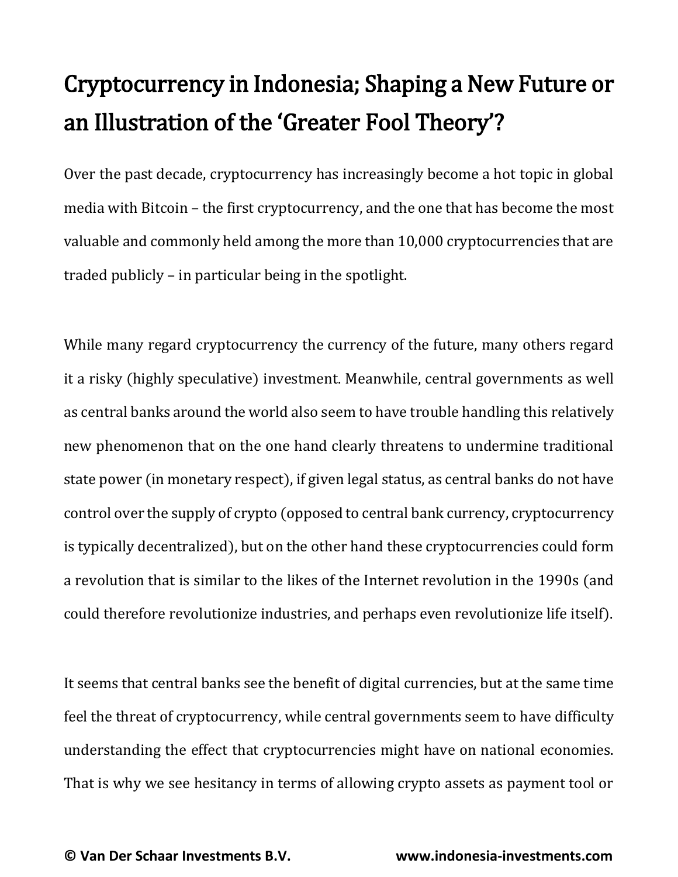# Cryptocurrency in Indonesia; Shaping a New Future or an Illustration of the 'Greater Fool Theory'?

Over the past decade, cryptocurrency has increasingly become a hot topic in global media with Bitcoin – the first cryptocurrency, and the one that has become the most valuable and commonly held among the more than 10,000 cryptocurrencies that are traded publicly – in particular being in the spotlight.

While many regard cryptocurrency the currency of the future, many others regard it a risky (highly speculative) investment. Meanwhile, central governments as well as central banks around the world also seem to have trouble handling this relatively new phenomenon that on the one hand clearly threatens to undermine traditional state power (in monetary respect), if given legal status, as central banks do not have control over the supply of crypto (opposed to central bank currency, cryptocurrency is typically decentralized), but on the other hand these cryptocurrencies could form a revolution that is similar to the likes of the Internet revolution in the 1990s (and could therefore revolutionize industries, and perhaps even revolutionize life itself).

It seems that central banks see the benefit of digital currencies, but at the same time feel the threat of cryptocurrency, while central governments seem to have difficulty understanding the effect that cryptocurrencies might have on national economies. That is why we see hesitancy in terms of allowing crypto assets as payment tool or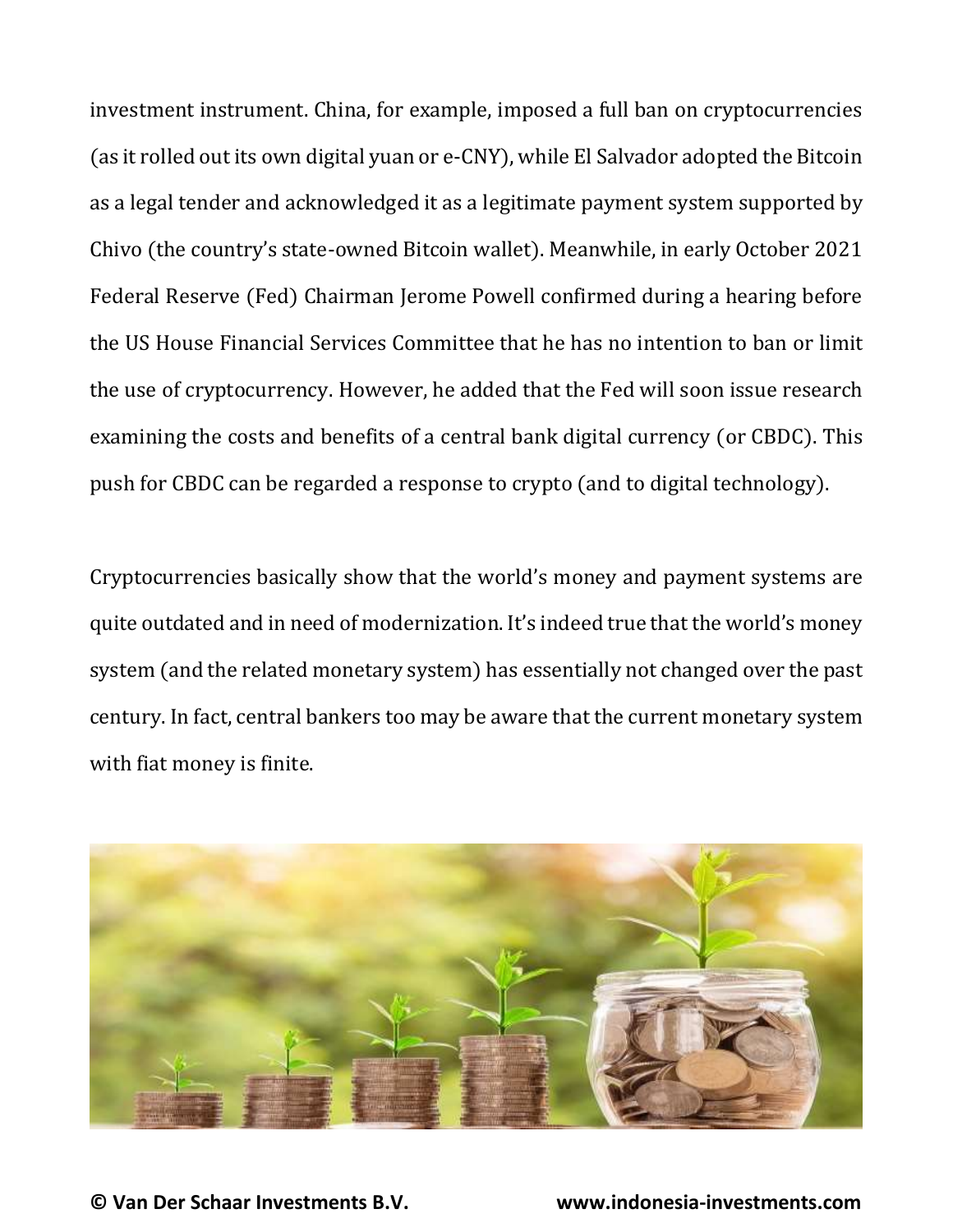investment instrument. China, for example, imposed a full ban on cryptocurrencies (as it rolled out its own digital yuan or e-CNY), while El Salvador adopted the Bitcoin as a legal tender and acknowledged it as a legitimate payment system supported by Chivo (the country's state-owned Bitcoin wallet). Meanwhile, in early October 2021 Federal Reserve (Fed) Chairman Jerome Powell confirmed during a hearing before the US House Financial Services Committee that he has no intention to ban or limit the use of cryptocurrency. However, he added that the Fed will soon issue research examining the costs and benefits of a central bank digital currency (or CBDC). This push for CBDC can be regarded a response to crypto (and to digital technology).

Cryptocurrencies basically show that the world's money and payment systems are quite outdated and in need of modernization. It's indeed true that the world's money system (and the related monetary system) has essentially not changed over the past century. In fact, central bankers too may be aware that the current monetary system with fiat money is finite.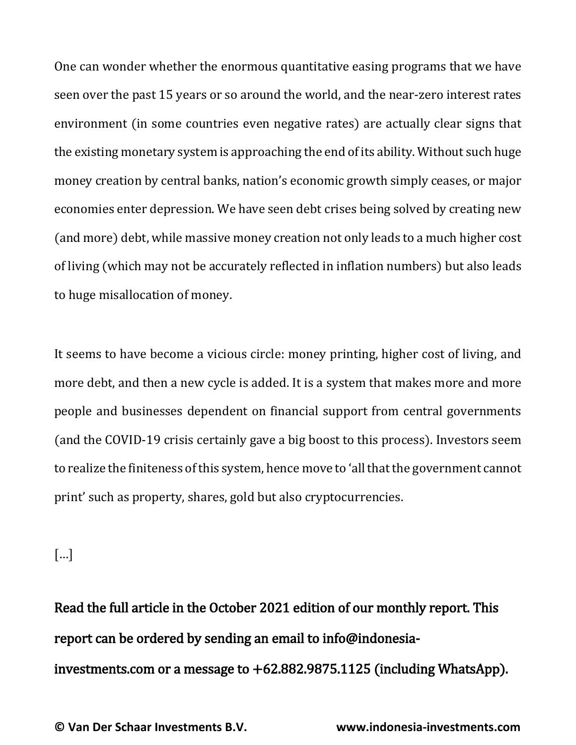One can wonder whether the enormous quantitative easing programs that we have seen over the past 15 years or so around the world, and the near-zero interest rates environment (in some countries even negative rates) are actually clear signs that the existing monetary system is approaching the end of its ability. Without such huge money creation by central banks, nation's economic growth simply ceases, or major economies enter depression. We have seen debt crises being solved by creating new (and more) debt, while massive money creation not only leads to a much higher cost of living (which may not be accurately reflected in inflation numbers) but also leads to huge misallocation of money.

It seems to have become a vicious circle: money printing, higher cost of living, and more debt, and then a new cycle is added. It is a system that makes more and more people and businesses dependent on financial support from central governments (and the COVID-19 crisis certainly gave a big boost to this process). Investors seem to realize the finiteness of this system, hence move to 'all that the government cannot print' such as property, shares, gold but also cryptocurrencies.

[...]

**Read the full article in the October 2021 edition of our monthly report. This report can be ordered by sending an email to info@indonesia-investments.com or a message to +62.882.9875.1125 (including WhatsApp).**